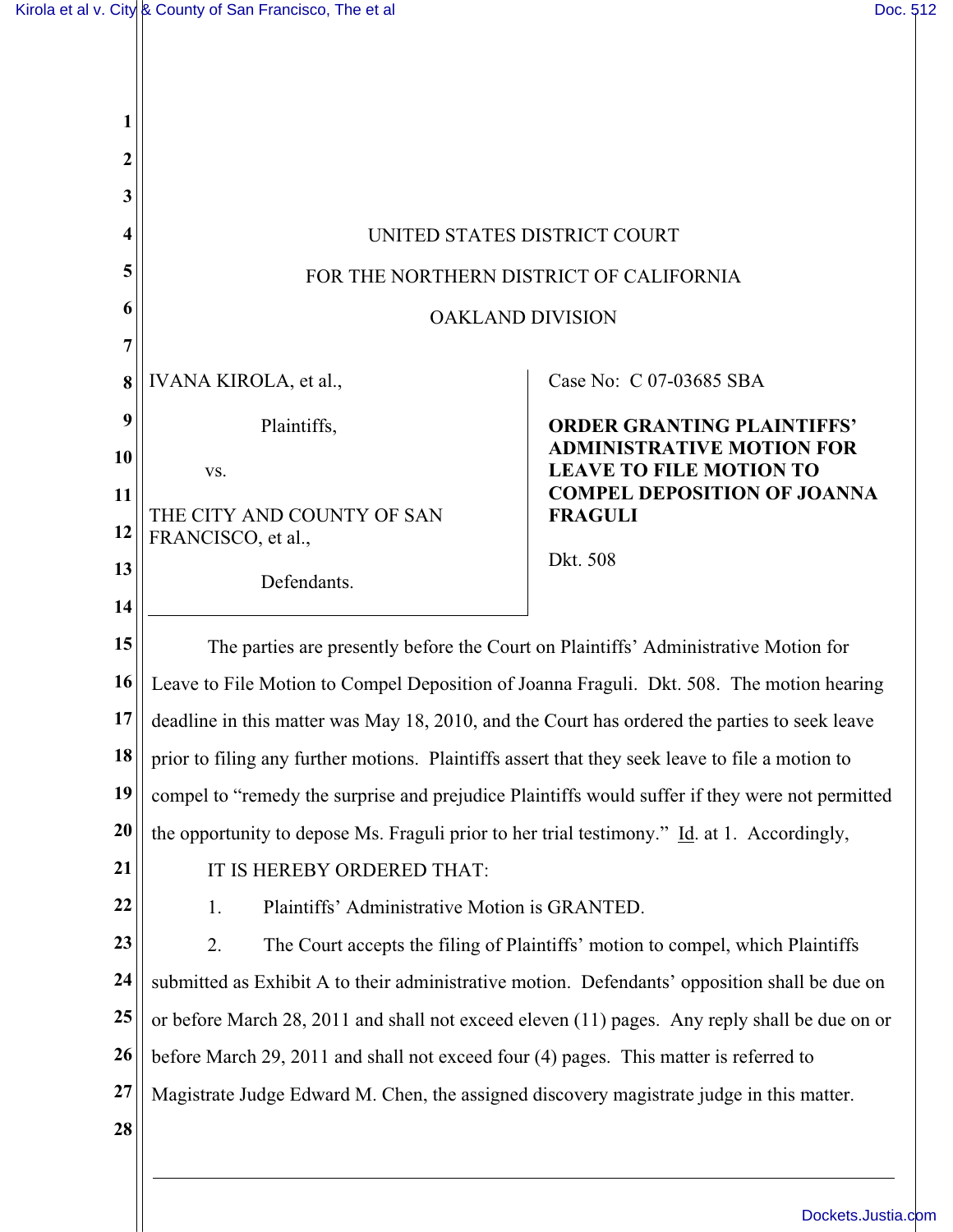UNITED STATES DISTRICT COURT

FOR THE NORTHERN DISTRICT OF CALIFORNIA

OAKLAND DIVISION

| | |
|---|---|
| IVANA KIROLA, et al.,<br><br>Plaintiffs,<br><br>vs.<br><br>THE CITY AND COUNTY OF SAN FRANCISCO, et al.,<br><br>Defendants. | Case No: C 07-03685 SBA<br><br>**ORDER GRANTING PLAINTIFFS' ADMINISTRATIVE MOTION FOR LEAVE TO FILE MOTION TO COMPEL DEPOSITION OF JOANNA FRAGULI**<br><br>Dkt. 508 |

The parties are presently before the Court on Plaintiffs' Administrative Motion for Leave to File Motion to Compel Deposition of Joanna Fraguli. Dkt. 508. The motion hearing deadline in this matter was May 18, 2010, and the Court has ordered the parties to seek leave prior to filing any further motions. Plaintiffs assert that they seek leave to file a motion to compel to "remedy the surprise and prejudice Plaintiffs would suffer if they were not permitted the opportunity to depose Ms. Fraguli prior to her trial testimony." Id. at 1. Accordingly,

IT IS HEREBY ORDERED THAT:

1. Plaintiffs' Administrative Motion is GRANTED.

2. The Court accepts the filing of Plaintiffs' motion to compel, which Plaintiffs submitted as Exhibit A to their administrative motion. Defendants' opposition shall be due on or before March 28, 2011 and shall not exceed eleven (11) pages. Any reply shall be due on or before March 29, 2011 and shall not exceed four (4) pages. This matter is referred to Magistrate Judge Edward M. Chen, the assigned discovery magistrate judge in this matter.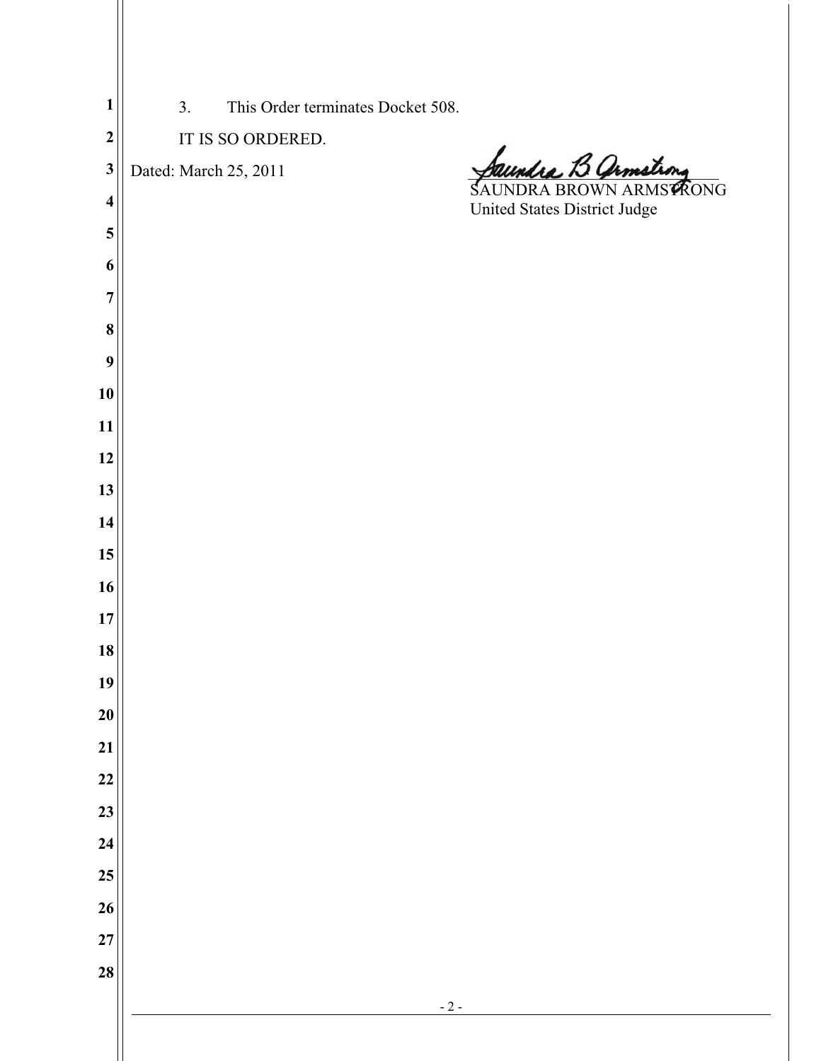3. This Order terminates Docket 508.

IT IS SO ORDERED.

Dated: March 25, 2011

SAUNDRA BROWN ARMSTRONG
United States District Judge